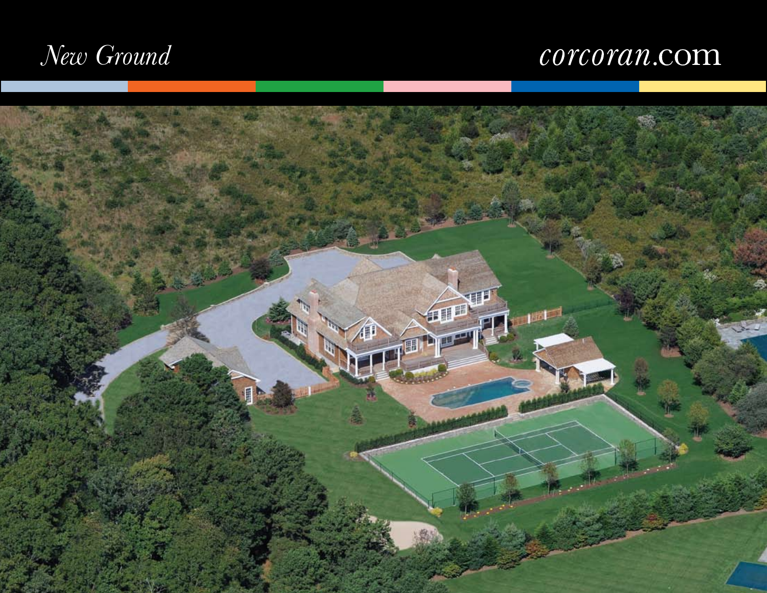*New Ground*

*corcoran*.com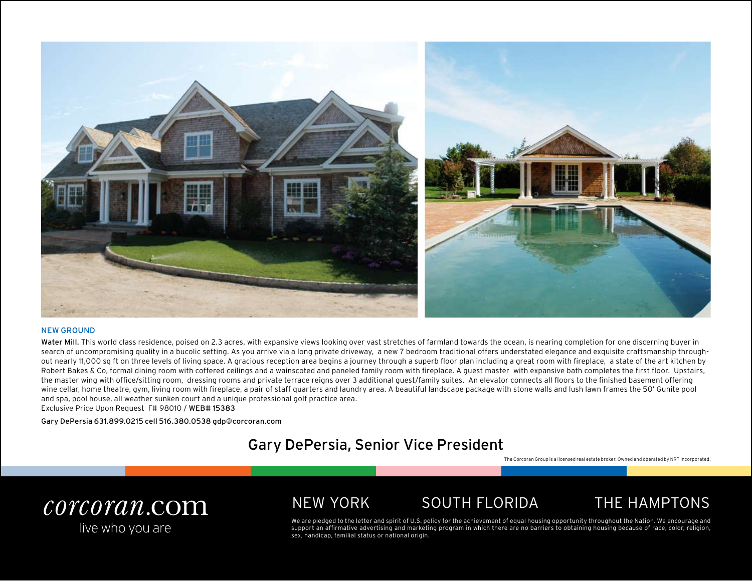NEW GROUND

**Water Mill.** This world class residence, poised on 2.3 acres, with expansive views looking over vast stretches of farmland towards the ocean, is nearing completion for one discerning buyer in search of uncompromising quality in a bucolic setting. As you arrive via a long private driveway, a new 7 bedroom traditional offers understated elegance and exquisite craftsmanship throughout nearly 11,000 sq ft on three levels of living space. A gracious reception area begins a journey through a superb floor plan including a great room with fireplace, a state of the art kitchen by Robert Bakes & Co, formal dining room with coffered ceilings and a wainscoted and paneled family room with fireplace. A guest master with expansive bath completes the first floor. Upstairs, the master wing with office/sitting room, dressing rooms and private terrace reigns over 3 additional guest/family suites. An elevator connects all floors to the finished basement offering wine cellar, home theatre, gym, living room with fireplace, a pair of staff quarters and laundry area. A beautiful landscape package with stone walls and lush lawn frames the 50' Gunite pool and spa, pool house, all weather sunken court and a unique professional golf practice area.

Exclusive Price Upon Request F# 98010 / **WEB# 15383**

**Gary DePersia 631.899.0215 cell 516.380.0538 gdp@corcoran.com**

## Gary DePersia, Senior Vice President

The Corcoran Group is a licensed real estate broker. Owned and operated by NRT incorporated.

*corcoran*.com

live who you are

NEW YORK SOUTH FLORIDA THE HAMPTONS

We are pledged to the letter and spirit of U.S. policy for the achievement of equal housing opportunity throughout the Nation. We encourage and support an affirmative advertising and marketing program in which there are no barriers to obtaining housing because of race, color, religion, sex, handicap, familial status or national origin.